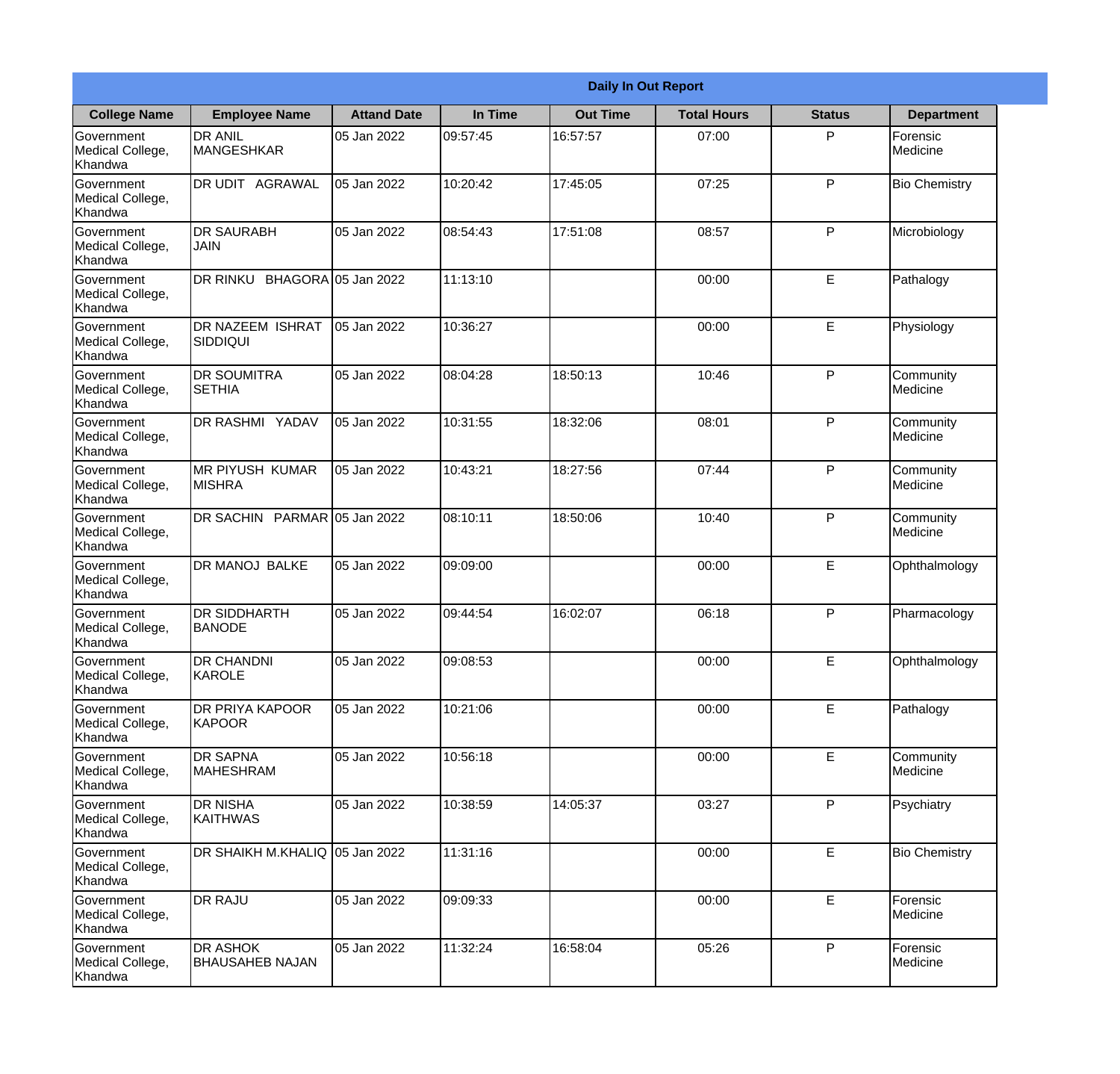| Daily In Out Report | | | | | | | |
|---|---|---|---|---|---|---|---|
| **College Name** | **Employee Name** | **Attand Date** | **In Time** | **Out Time** | **Total Hours** | **Status** | **Department** |
| Government Medical College, Khandwa | DR ANIL MANGESHKAR | 05 Jan 2022 | 09:57:45 | 16:57:57 | 07:00 | P | Forensic Medicine |
| Government Medical College, Khandwa | DR UDIT AGRAWAL | 05 Jan 2022 | 10:20:42 | 17:45:05 | 07:25 | P | Bio Chemistry |
| Government Medical College, Khandwa | DR SAURABH JAIN | 05 Jan 2022 | 08:54:43 | 17:51:08 | 08:57 | P | Microbiology |
| Government Medical College, Khandwa | DR RINKU BHAGORA | 05 Jan 2022 | 11:13:10 | | 00:00 | E | Pathalogy |
| Government Medical College, Khandwa | DR NAZEEM ISHRAT SIDDIQUI | 05 Jan 2022 | 10:36:27 | | 00:00 | E | Physiology |
| Government Medical College, Khandwa | DR SOUMITRA SETHIA | 05 Jan 2022 | 08:04:28 | 18:50:13 | 10:46 | P | Community Medicine |
| Government Medical College, Khandwa | DR RASHMI YADAV | 05 Jan 2022 | 10:31:55 | 18:32:06 | 08:01 | P | Community Medicine |
| Government Medical College, Khandwa | MR PIYUSH KUMAR MISHRA | 05 Jan 2022 | 10:43:21 | 18:27:56 | 07:44 | P | Community Medicine |
| Government Medical College, Khandwa | DR SACHIN PARMAR | 05 Jan 2022 | 08:10:11 | 18:50:06 | 10:40 | P | Community Medicine |
| Government Medical College, Khandwa | DR MANOJ BALKE | 05 Jan 2022 | 09:09:00 | | 00:00 | E | Ophthalmology |
| Government Medical College, Khandwa | DR SIDDHARTH BANODE | 05 Jan 2022 | 09:44:54 | 16:02:07 | 06:18 | P | Pharmacology |
| Government Medical College, Khandwa | DR CHANDNI KAROLE | 05 Jan 2022 | 09:08:53 | | 00:00 | E | Ophthalmology |
| Government Medical College, Khandwa | DR PRIYA KAPOOR KAPOOR | 05 Jan 2022 | 10:21:06 | | 00:00 | E | Pathalogy |
| Government Medical College, Khandwa | DR SAPNA MAHESHRAM | 05 Jan 2022 | 10:56:18 | | 00:00 | E | Community Medicine |
| Government Medical College, Khandwa | DR NISHA KAITHWAS | 05 Jan 2022 | 10:38:59 | 14:05:37 | 03:27 | P | Psychiatry |
| Government Medical College, Khandwa | DR SHAIKH M.KHALIQ | 05 Jan 2022 | 11:31:16 | | 00:00 | E | Bio Chemistry |
| Government Medical College, Khandwa | DR RAJU | 05 Jan 2022 | 09:09:33 | | 00:00 | E | Forensic Medicine |
| Government Medical College, Khandwa | DR ASHOK BHAUSAHEB NAJAN | 05 Jan 2022 | 11:32:24 | 16:58:04 | 05:26 | P | Forensic Medicine |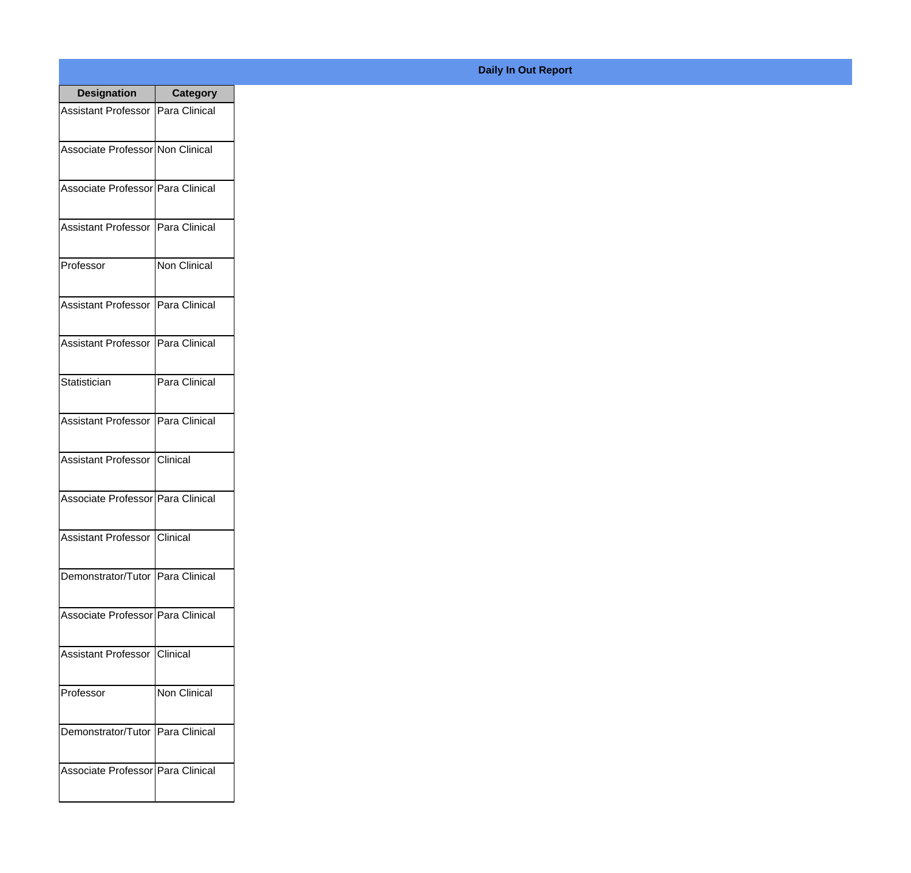**Daily In Out Report**

| Designation | Category |
| --- | --- |
| Assistant Professor | Para Clinical |
| Associate Professor | Non Clinical |
| Associate Professor | Para Clinical |
| Assistant Professor | Para Clinical |
| Professor | Non Clinical |
| Assistant Professor | Para Clinical |
| Assistant Professor | Para Clinical |
| Statistician | Para Clinical |
| Assistant Professor | Para Clinical |
| Assistant Professor | Clinical |
| Associate Professor | Para Clinical |
| Assistant Professor | Clinical |
| Demonstrator/Tutor | Para Clinical |
| Associate Professor | Para Clinical |
| Assistant Professor | Clinical |
| Professor | Non Clinical |
| Demonstrator/Tutor | Para Clinical |
| Associate Professor | Para Clinical |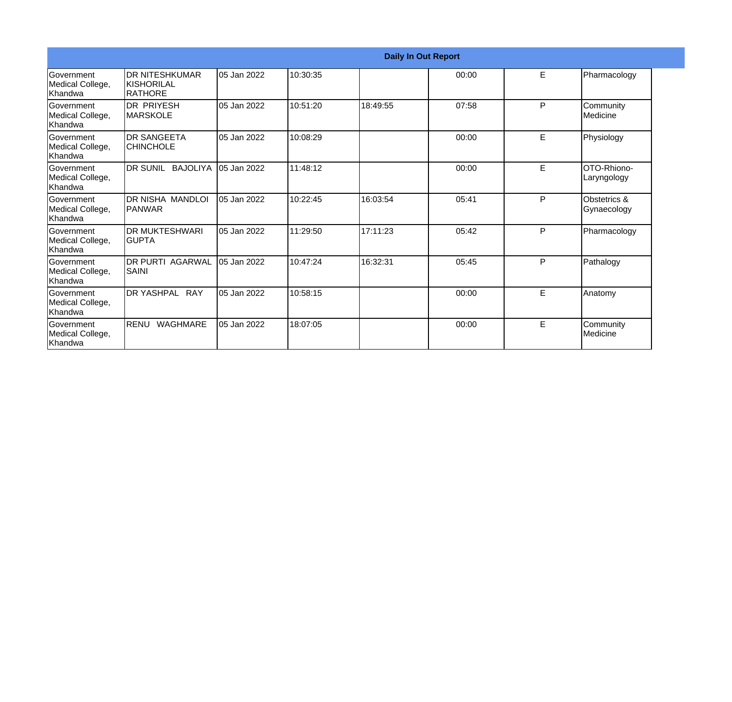| Daily In Out Report | | | | | | | |
|---|---|---|---|---|---|---|---|
| Government Medical College, Khandwa | DR NITESHKUMAR KISHORILAL RATHORE | 05 Jan 2022 | 10:30:35 | | 00:00 | E | Pharmacology |
| Government Medical College, Khandwa | DR PRIYESH MARSKOLE | 05 Jan 2022 | 10:51:20 | 18:49:55 | 07:58 | P | Community Medicine |
| Government Medical College, Khandwa | DR SANGEETA CHINCHOLE | 05 Jan 2022 | 10:08:29 | | 00:00 | E | Physiology |
| Government Medical College, Khandwa | DR SUNIL BAJOLIYA | 05 Jan 2022 | 11:48:12 | | 00:00 | E | OTO-Rhiono-Laryngology |
| Government Medical College, Khandwa | DR NISHA MANDLOI PANWAR | 05 Jan 2022 | 10:22:45 | 16:03:54 | 05:41 | P | Obstetrics & Gynaecology |
| Government Medical College, Khandwa | DR MUKTESHWARI GUPTA | 05 Jan 2022 | 11:29:50 | 17:11:23 | 05:42 | P | Pharmacology |
| Government Medical College, Khandwa | DR PURTI AGARWAL SAINI | 05 Jan 2022 | 10:47:24 | 16:32:31 | 05:45 | P | Pathalogy |
| Government Medical College, Khandwa | DR YASHPAL RAY | 05 Jan 2022 | 10:58:15 | | 00:00 | E | Anatomy |
| Government Medical College, Khandwa | RENU WAGHMARE | 05 Jan 2022 | 18:07:05 | | 00:00 | E | Community Medicine |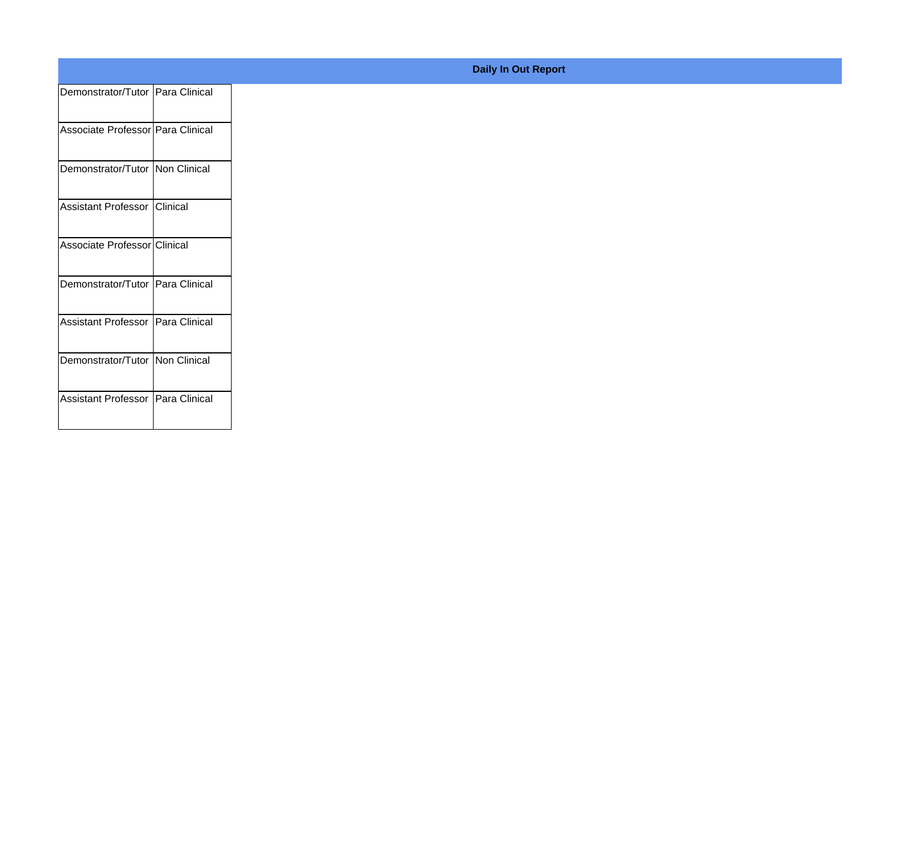**Daily In Out Report**

| | |
|---|---|
| Demonstrator/Tutor | Para Clinical |
| Associate Professor | Para Clinical |
| Demonstrator/Tutor | Non Clinical |
| Assistant Professor | Clinical |
| Associate Professor | Clinical |
| Demonstrator/Tutor | Para Clinical |
| Assistant Professor | Para Clinical |
| Demonstrator/Tutor | Non Clinical |
| Assistant Professor | Para Clinical |